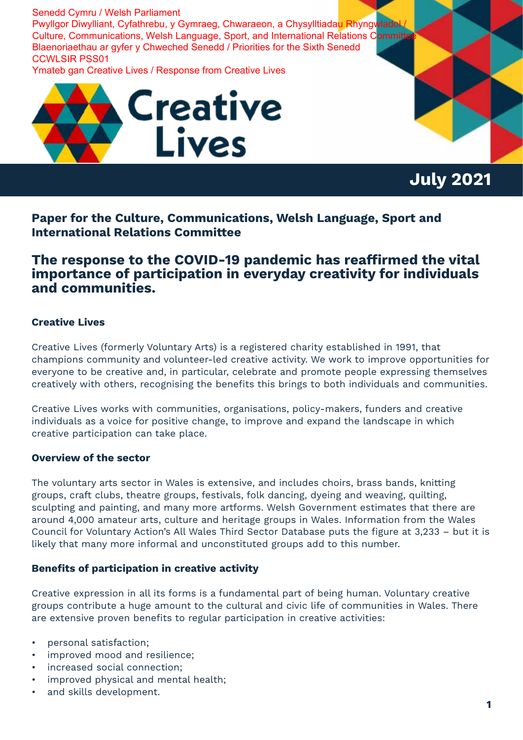Senedd Cymru / Welsh Parliament
Pwyllgor Diwylliant, Cyfathrebu, y Gymraeg, Chwaraeon, a Chysylltiadau Rhyngwladol / Culture, Communications, Welsh Language, Sport, and International Relations Committee
Blaenoriaethau ar gyfer y Chweched Senedd / Priorities for the Sixth Senedd
CCWLSIR PSS01
Ymateb gan Creative Lives / Response from Creative Lives

Creative Lives

**July 2021**

### Paper for the Culture, Communications, Welsh Language, Sport and International Relations Committee

## The response to the COVID-19 pandemic has reaffirmed the vital importance of participation in everyday creativity for individuals and communities.

#### Creative Lives

Creative Lives (formerly Voluntary Arts) is a registered charity established in 1991, that champions community and volunteer-led creative activity. We work to improve opportunities for everyone to be creative and, in particular, celebrate and promote people expressing themselves creatively with others, recognising the benefits this brings to both individuals and communities.

Creative Lives works with communities, organisations, policy-makers, funders and creative individuals as a voice for positive change, to improve and expand the landscape in which creative participation can take place.

#### Overview of the sector

The voluntary arts sector in Wales is extensive, and includes choirs, brass bands, knitting groups, craft clubs, theatre groups, festivals, folk dancing, dyeing and weaving, quilting, sculpting and painting, and many more artforms. Welsh Government estimates that there are around 4,000 amateur arts, culture and heritage groups in Wales. Information from the Wales Council for Voluntary Action's All Wales Third Sector Database puts the figure at 3,233 – but it is likely that many more informal and unconstituted groups add to this number.

#### Benefits of participation in creative activity

Creative expression in all its forms is a fundamental part of being human. Voluntary creative groups contribute a huge amount to the cultural and civic life of communities in Wales. There are extensive proven benefits to regular participation in creative activities:

- personal satisfaction;
- improved mood and resilience;
- increased social connection;
- improved physical and mental health;
- and skills development.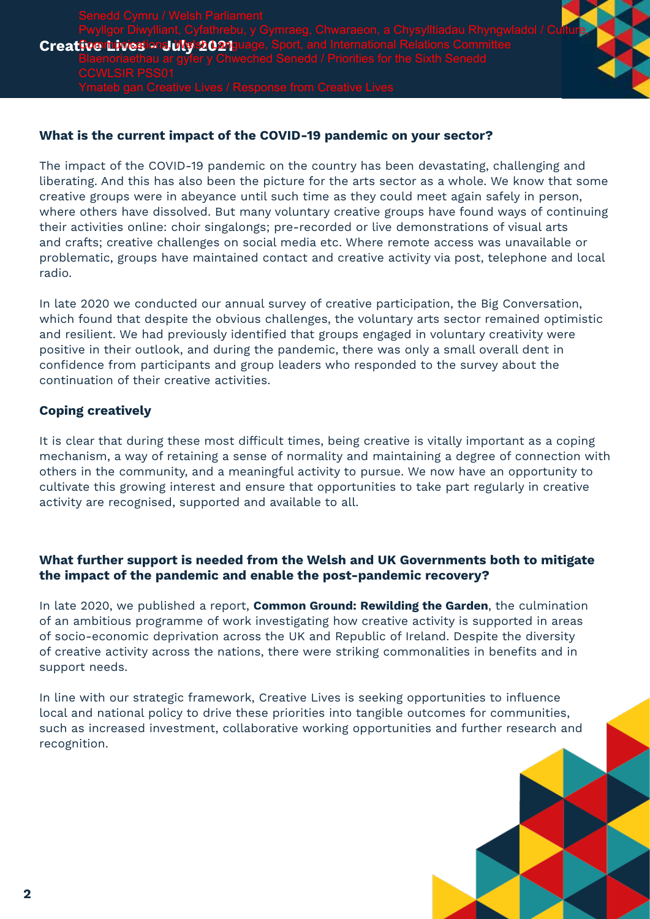Senedd Cymru / Welsh Parliament
Pwyllgor Diwylliant, Cyfathrebu, y Gymraeg, Chwaraeon, a Chysylltiadau Rhyngwladol / Culture, Communications, Welsh Language, Sport, and International Relations Committee
Blaenoriaethau ar gyfer y Chweched Senedd / Priorities for the Sixth Senedd
CCWLSIR PSS01
Ymateb gan Creative Lives / Response from Creative Lives

**Creative Lives – July 2021**

### What is the current impact of the COVID-19 pandemic on your sector?

The impact of the COVID-19 pandemic on the country has been devastating, challenging and liberating. And this has also been the picture for the arts sector as a whole. We know that some creative groups were in abeyance until such time as they could meet again safely in person, where others have dissolved. But many voluntary creative groups have found ways of continuing their activities online: choir singalongs; pre-recorded or live demonstrations of visual arts and crafts; creative challenges on social media etc. Where remote access was unavailable or problematic, groups have maintained contact and creative activity via post, telephone and local radio.

In late 2020 we conducted our annual survey of creative participation, the Big Conversation, which found that despite the obvious challenges, the voluntary arts sector remained optimistic and resilient. We had previously identified that groups engaged in voluntary creativity were positive in their outlook, and during the pandemic, there was only a small overall dent in confidence from participants and group leaders who responded to the survey about the continuation of their creative activities.

### Coping creatively

It is clear that during these most difficult times, being creative is vitally important as a coping mechanism, a way of retaining a sense of normality and maintaining a degree of connection with others in the community, and a meaningful activity to pursue. We now have an opportunity to cultivate this growing interest and ensure that opportunities to take part regularly in creative activity are recognised, supported and available to all.

### What further support is needed from the Welsh and UK Governments both to mitigate the impact of the pandemic and enable the post-pandemic recovery?

In late 2020, we published a report, **Common Ground: Rewilding the Garden**, the culmination of an ambitious programme of work investigating how creative activity is supported in areas of socio-economic deprivation across the UK and Republic of Ireland. Despite the diversity of creative activity across the nations, there were striking commonalities in benefits and in support needs.

In line with our strategic framework, Creative Lives is seeking opportunities to influence local and national policy to drive these priorities into tangible outcomes for communities, such as increased investment, collaborative working opportunities and further research and recognition.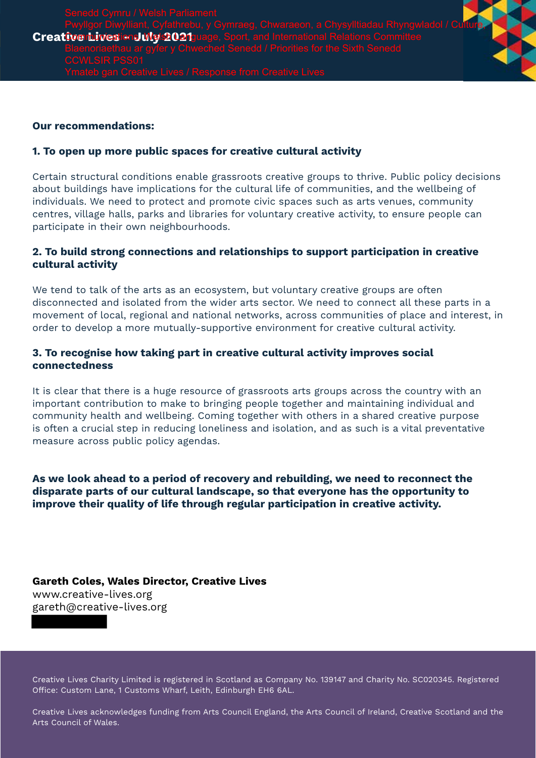Senedd Cymru / Welsh Parliament
Pwyllgor Diwylliant, Cyfathrebu, y Gymraeg, Chwaraeon, a Chysylltiadau Rhyngwladol / Culture, Communications, Welsh Language, Sport, and International Relations Committee
Blaenoriaethau ar gyfer y Chweched Senedd / Priorities for the Sixth Senedd
CCWLSIR PSS01
Ymateb gan Creative Lives / Response from Creative Lives

**Creative Lives - July 2021**

**Our recommendations:**

### 1. To open up more public spaces for creative cultural activity

Certain structural conditions enable grassroots creative groups to thrive. Public policy decisions about buildings have implications for the cultural life of communities, and the wellbeing of individuals. We need to protect and promote civic spaces such as arts venues, community centres, village halls, parks and libraries for voluntary creative activity, to ensure people can participate in their own neighbourhoods.

### 2. To build strong connections and relationships to support participation in creative cultural activity

We tend to talk of the arts as an ecosystem, but voluntary creative groups are often disconnected and isolated from the wider arts sector. We need to connect all these parts in a movement of local, regional and national networks, across communities of place and interest, in order to develop a more mutually-supportive environment for creative cultural activity.

### 3. To recognise how taking part in creative cultural activity improves social connectedness

It is clear that there is a huge resource of grassroots arts groups across the country with an important contribution to make to bringing people together and maintaining individual and community health and wellbeing. Coming together with others in a shared creative purpose is often a crucial step in reducing loneliness and isolation, and as such is a vital preventative measure across public policy agendas.

**As we look ahead to a period of recovery and rebuilding, we need to reconnect the disparate parts of our cultural landscape, so that everyone has the opportunity to improve their quality of life through regular participation in creative activity.**

**Gareth Coles, Wales Director, Creative Lives**
www.creative-lives.org
gareth@creative-lives.org

Creative Lives Charity Limited is registered in Scotland as Company No. 139147 and Charity No. SC020345. Registered Office: Custom Lane, 1 Customs Wharf, Leith, Edinburgh EH6 6AL.

Creative Lives acknowledges funding from Arts Council England, the Arts Council of Ireland, Creative Scotland and the Arts Council of Wales.